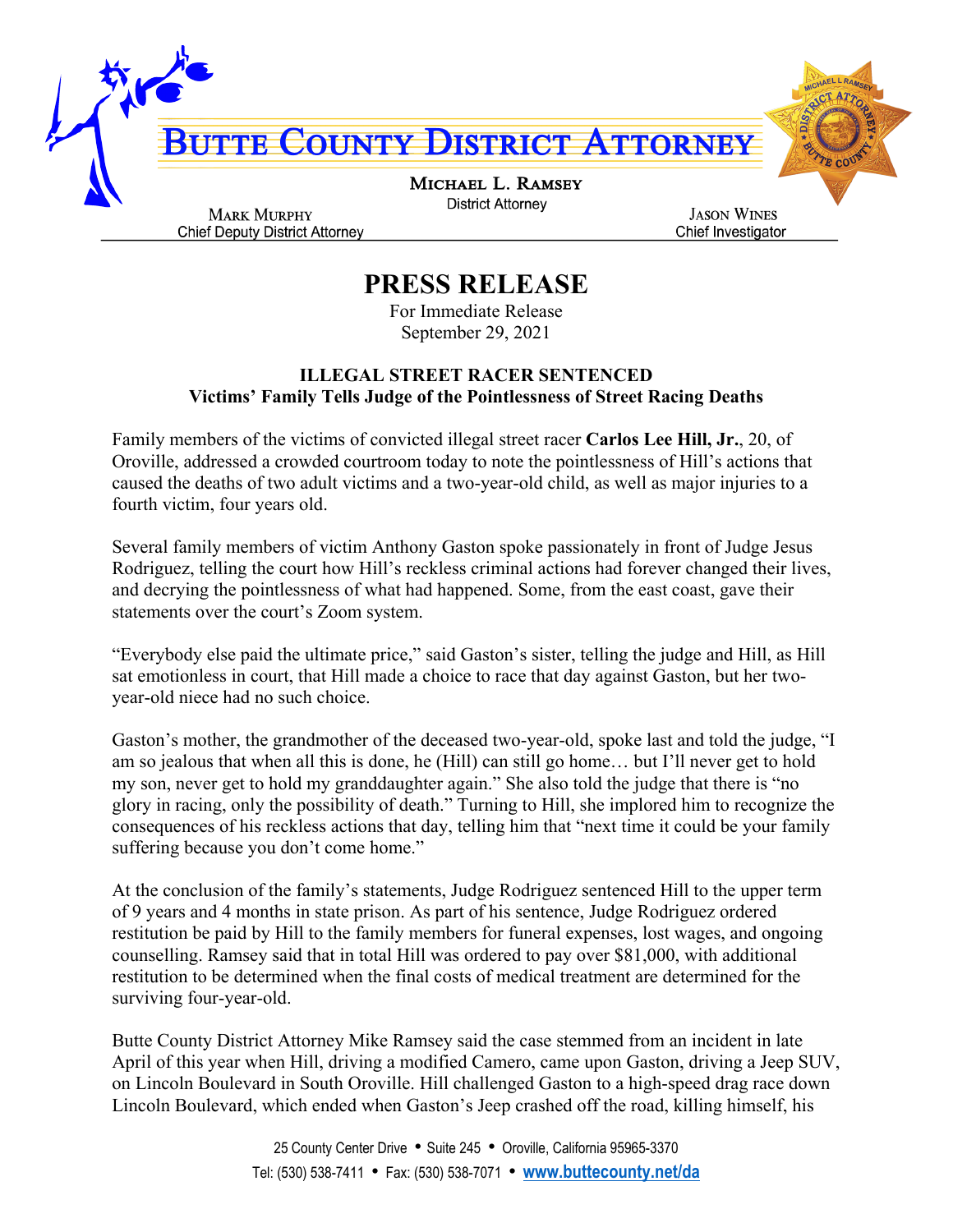# BUTTE COUNTY DISTRICT ATTORNEY

**MICHAEL L. RAMSEY**
District Attorney

MARK MURPHY
Chief Deputy District Attorney

JASON WINES
Chief Investigator

---

# PRESS RELEASE

For Immediate Release
September 29, 2021

**ILLEGAL STREET RACER SENTENCED**
**Victims' Family Tells Judge of the Pointlessness of Street Racing Deaths**

Family members of the victims of convicted illegal street racer **Carlos Lee Hill, Jr.**, 20, of Oroville, addressed a crowded courtroom today to note the pointlessness of Hill's actions that caused the deaths of two adult victims and a two-year-old child, as well as major injuries to a fourth victim, four years old.

Several family members of victim Anthony Gaston spoke passionately in front of Judge Jesus Rodriguez, telling the court how Hill's reckless criminal actions had forever changed their lives, and decrying the pointlessness of what had happened. Some, from the east coast, gave their statements over the court's Zoom system.

"Everybody else paid the ultimate price," said Gaston's sister, telling the judge and Hill, as Hill sat emotionless in court, that Hill made a choice to race that day against Gaston, but her two-year-old niece had no such choice.

Gaston's mother, the grandmother of the deceased two-year-old, spoke last and told the judge, "I am so jealous that when all this is done, he (Hill) can still go home… but I'll never get to hold my son, never get to hold my granddaughter again." She also told the judge that there is "no glory in racing, only the possibility of death." Turning to Hill, she implored him to recognize the consequences of his reckless actions that day, telling him that "next time it could be your family suffering because you don't come home."

At the conclusion of the family's statements, Judge Rodriguez sentenced Hill to the upper term of 9 years and 4 months in state prison. As part of his sentence, Judge Rodriguez ordered restitution be paid by Hill to the family members for funeral expenses, lost wages, and ongoing counselling. Ramsey said that in total Hill was ordered to pay over $81,000, with additional restitution to be determined when the final costs of medical treatment are determined for the surviving four-year-old.

Butte County District Attorney Mike Ramsey said the case stemmed from an incident in late April of this year when Hill, driving a modified Camero, came upon Gaston, driving a Jeep SUV, on Lincoln Boulevard in South Oroville. Hill challenged Gaston to a high-speed drag race down Lincoln Boulevard, which ended when Gaston's Jeep crashed off the road, killing himself, his

25 County Center Drive • Suite 245 • Oroville, California 95965-3370
Tel: (530) 538-7411 • Fax: (530) 538-7071 • www.buttecounty.net/da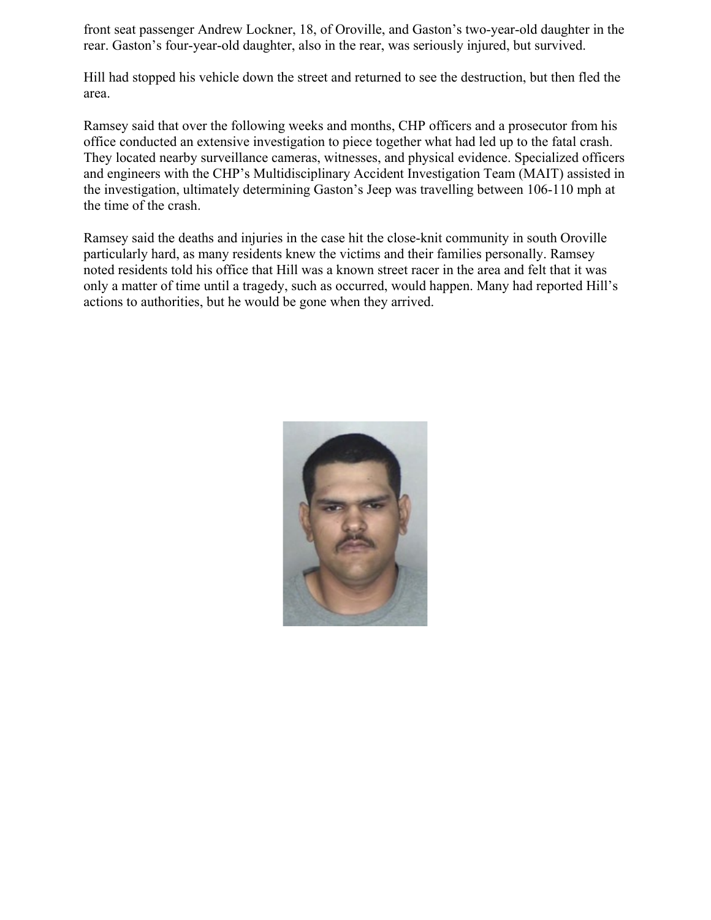front seat passenger Andrew Lockner, 18, of Oroville, and Gaston's two-year-old daughter in the rear. Gaston's four-year-old daughter, also in the rear, was seriously injured, but survived.

Hill had stopped his vehicle down the street and returned to see the destruction, but then fled the area.

Ramsey said that over the following weeks and months, CHP officers and a prosecutor from his office conducted an extensive investigation to piece together what had led up to the fatal crash. They located nearby surveillance cameras, witnesses, and physical evidence. Specialized officers and engineers with the CHP's Multidisciplinary Accident Investigation Team (MAIT) assisted in the investigation, ultimately determining Gaston's Jeep was travelling between 106-110 mph at the time of the crash.

Ramsey said the deaths and injuries in the case hit the close-knit community in south Oroville particularly hard, as many residents knew the victims and their families personally. Ramsey noted residents told his office that Hill was a known street racer in the area and felt that it was only a matter of time until a tragedy, such as occurred, would happen. Many had reported Hill's actions to authorities, but he would be gone when they arrived.